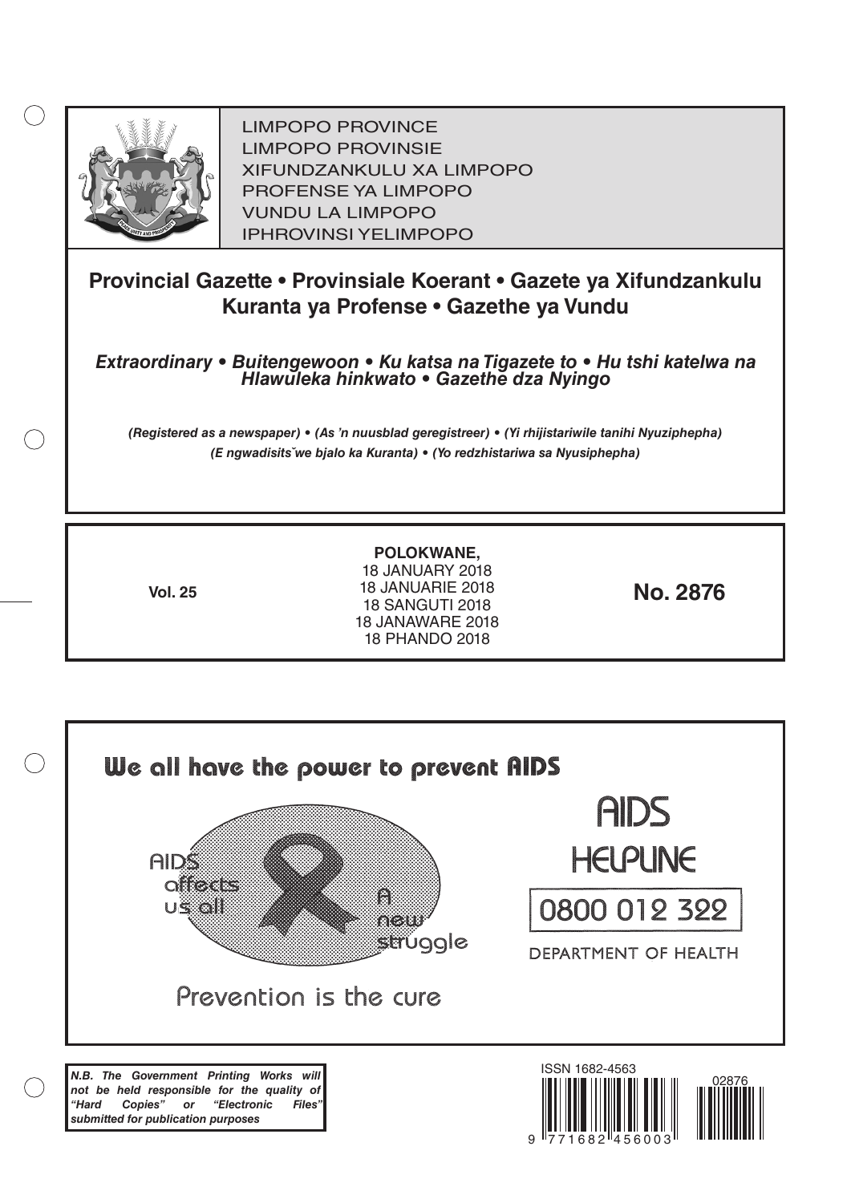LIMPOPO PROVINCE
LIMPOPO PROVINSIE
XIFUNDZANKULU XA LIMPOPO
PROFENSE YA LIMPOPO
VUNDU LA LIMPOPO
IPHROVINSI YELIMPOPO

# Provincial Gazette • Provinsiale Koerant • Gazete ya Xifundzankulu Kuranta ya Profense • Gazethe ya Vundu

***Extraordinary • Buitengewoon • Ku katsa na Tigazete to • Hu tshi katelwa na Hlawuleka hinkwato • Gazethe dza Nyingo***

***(Registered as a newspaper) • (As 'n nuusblad geregistreer) • (Yi rhijistariwile tanihi Nyuziphepha) (E ngwadisitšwe bjalo ka Kuranta) • (Yo redzhistariwa sa Nyusiphepha)***

**Vol. 25**

**POLOKWANE,**
18 JANUARY 2018
18 JANUARIE 2018
18 SANGUTI 2018
18 JANAWARE 2018
18 PHANDO 2018

**No. 2876**

We all have the power to prevent AIDS

AIDS affects us all

A new struggle

Prevention is the cure

AIDS HELPLINE

0800 012 322

DEPARTMENT OF HEALTH

***N.B. The Government Printing Works will not be held responsible for the quality of "Hard Copies" or "Electronic Files" submitted for publication purposes***

ISSN 1682-4563

9 771682 456003

02876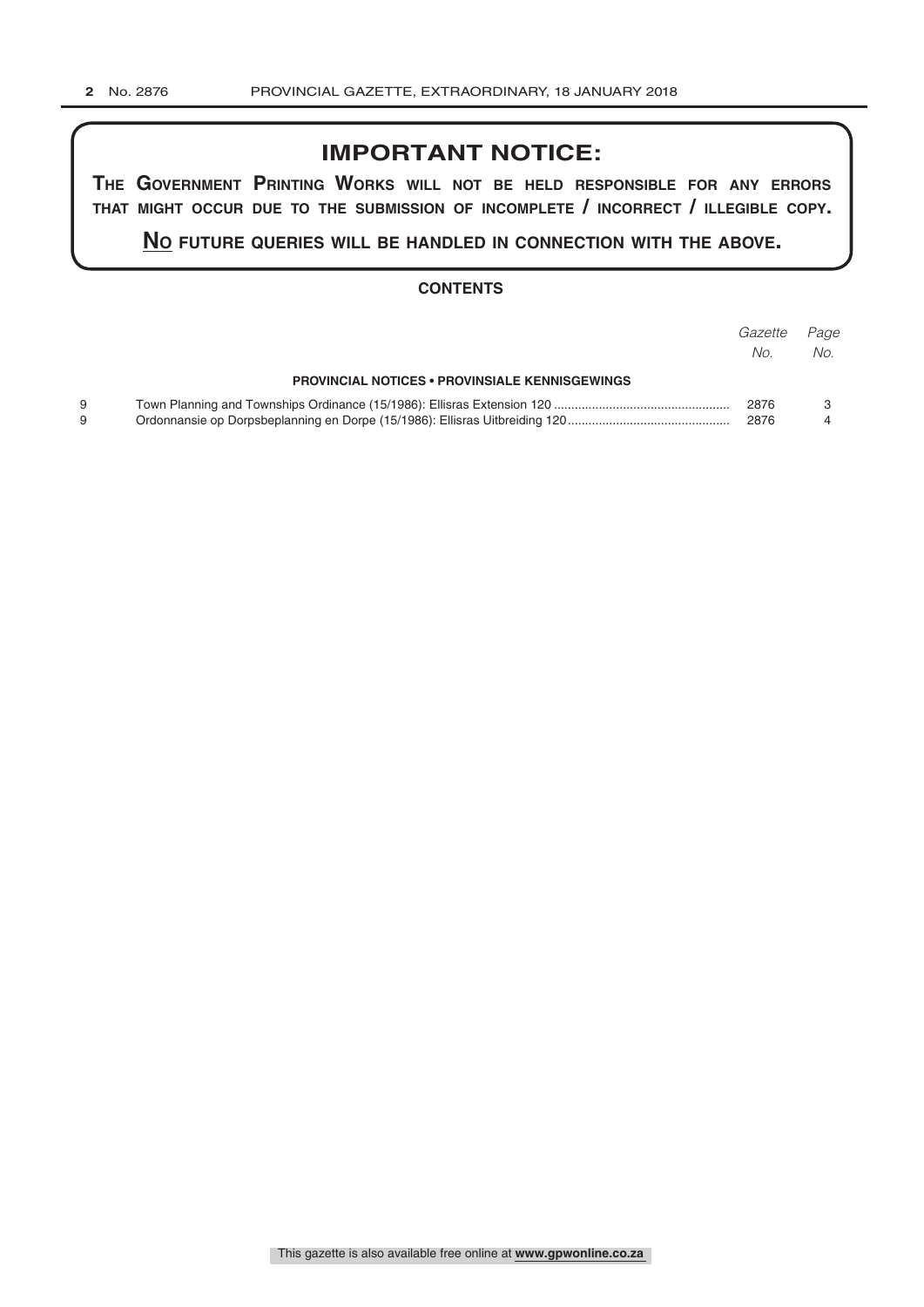## IMPORTANT NOTICE:

**THE GOVERNMENT PRINTING WORKS WILL NOT BE HELD RESPONSIBLE FOR ANY ERRORS THAT MIGHT OCCUR DUE TO THE SUBMISSION OF INCOMPLETE / INCORRECT / ILLEGIBLE COPY.**

**NO FUTURE QUERIES WILL BE HANDLED IN CONNECTION WITH THE ABOVE.**

### CONTENTS

| | | *Gazette No.* | *Page No.* |
|---|---|---|---|
| | **PROVINCIAL NOTICES • PROVINSIALE KENNISGEWINGS** | | |
| 9 | Town Planning and Townships Ordinance (15/1986): Ellisras Extension 120 | 2876 | 3 |
| 9 | Ordonnansie op Dorpsbeplanning en Dorpe (15/1986): Ellisras Uitbreiding 120 | 2876 | 4 |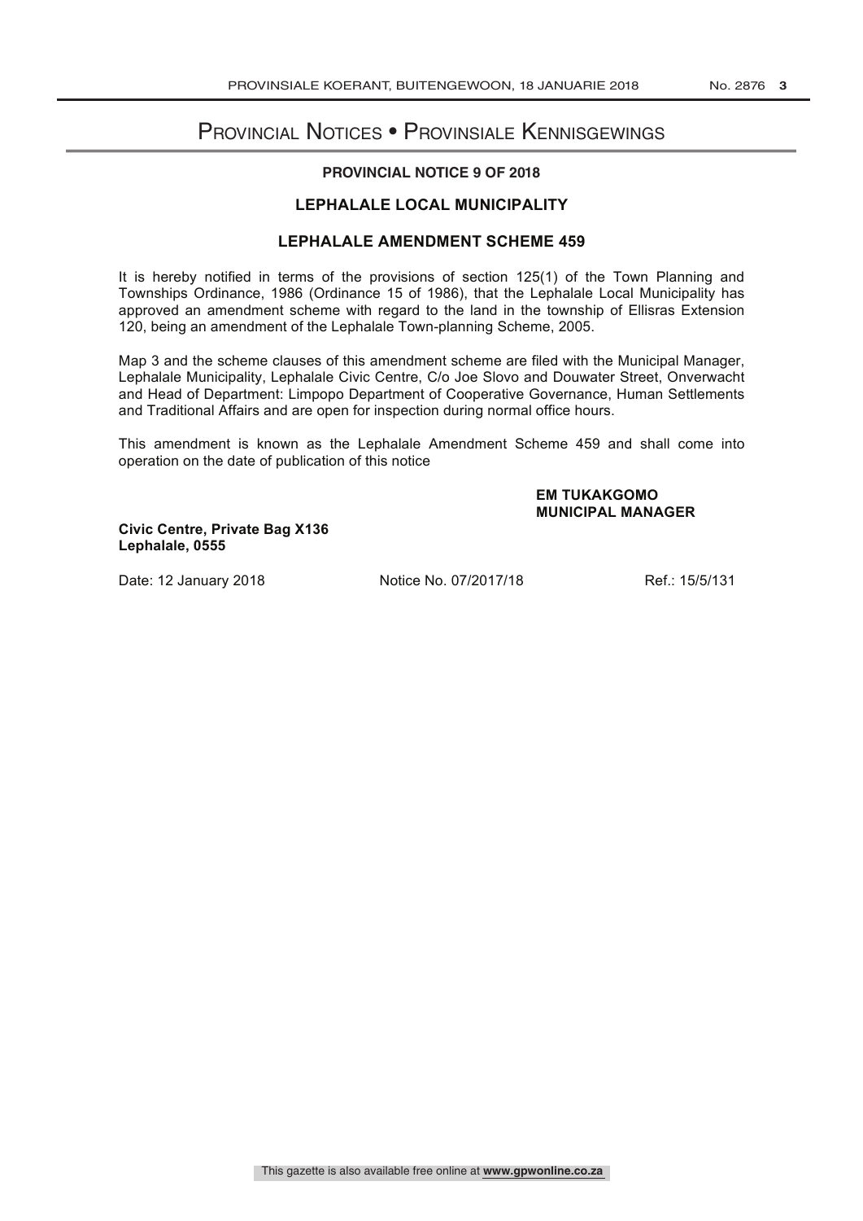# Provincial Notices • Provinsiale Kennisgewings

## PROVINCIAL NOTICE 9 OF 2018

## LEPHALALE LOCAL MUNICIPALITY

## LEPHALALE AMENDMENT SCHEME 459

It is hereby notified in terms of the provisions of section 125(1) of the Town Planning and Townships Ordinance, 1986 (Ordinance 15 of 1986), that the Lephalale Local Municipality has approved an amendment scheme with regard to the land in the township of Ellisras Extension 120, being an amendment of the Lephalale Town-planning Scheme, 2005.

Map 3 and the scheme clauses of this amendment scheme are filed with the Municipal Manager, Lephalale Municipality, Lephalale Civic Centre, C/o Joe Slovo and Douwater Street, Onverwacht and Head of Department: Limpopo Department of Cooperative Governance, Human Settlements and Traditional Affairs and are open for inspection during normal office hours.

This amendment is known as the Lephalale Amendment Scheme 459 and shall come into operation on the date of publication of this notice

**EM TUKAKGOMO**
**MUNICIPAL MANAGER**

**Civic Centre, Private Bag X136**
**Lephalale, 0555**

Date: 12 January 2018 Notice No. 07/2017/18 Ref.: 15/5/131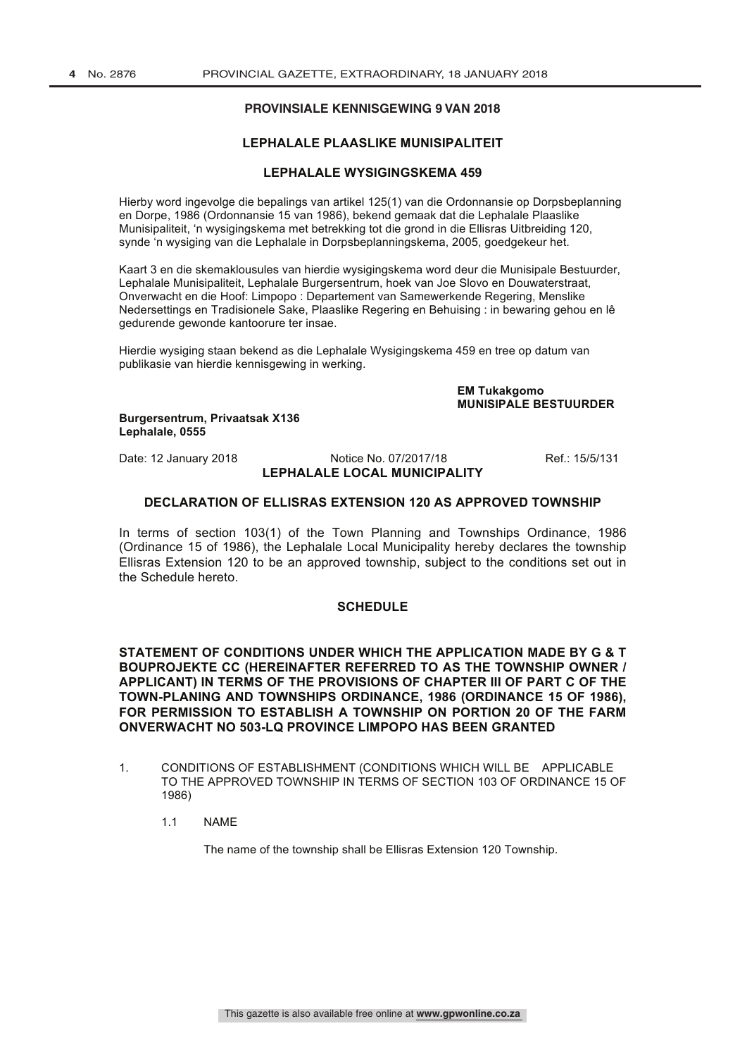## PROVINSIALE KENNISGEWING 9 VAN 2018

### LEPHALALE PLAASLIKE MUNISIPALITEIT

### LEPHALALE WYSIGINGSKEMA 459

Hierby word ingevolge die bepalings van artikel 125(1) van die Ordonnansie op Dorpsbeplanning en Dorpe, 1986 (Ordonnansie 15 van 1986), bekend gemaak dat die Lephalale Plaaslike Munisipaliteit, 'n wysigingskema met betrekking tot die grond in die Ellisras Uitbreiding 120, synde 'n wysiging van die Lephalale in Dorpsbeplanningskema, 2005, goedgekeur het.

Kaart 3 en die skemaklousules van hierdie wysigingskema word deur die Munisipale Bestuurder, Lephalale Munisipaliteit, Lephalale Burgersentrum, hoek van Joe Slovo en Douwaterstraat, Onverwacht en die Hoof: Limpopo : Departement van Samewerkende Regering, Menslike Nedersettings en Tradisionele Sake, Plaaslike Regering en Behuising : in bewaring gehou en lê gedurende gewonde kantoorure ter insae.

Hierdie wysiging staan bekend as die Lephalale Wysigingskema 459 en tree op datum van publikasie van hierdie kennisgewing in werking.

**EM Tukakgomo**
**MUNISIPALE BESTUURDER**

**Burgersentrum, Privaatsak X136**
**Lephalale, 0555**

Date: 12 January 2018 Notice No. 07/2017/18 Ref.: 15/5/131

### LEPHALALE LOCAL MUNICIPALITY

### DECLARATION OF ELLISRAS EXTENSION 120 AS APPROVED TOWNSHIP

In terms of section 103(1) of the Town Planning and Townships Ordinance, 1986 (Ordinance 15 of 1986), the Lephalale Local Municipality hereby declares the township Ellisras Extension 120 to be an approved township, subject to the conditions set out in the Schedule hereto.

### SCHEDULE

**STATEMENT OF CONDITIONS UNDER WHICH THE APPLICATION MADE BY G & T BOUPROJEKTE CC (HEREINAFTER REFERRED TO AS THE TOWNSHIP OWNER / APPLICANT) IN TERMS OF THE PROVISIONS OF CHAPTER III OF PART C OF THE TOWN-PLANING AND TOWNSHIPS ORDINANCE, 1986 (ORDINANCE 15 OF 1986), FOR PERMISSION TO ESTABLISH A TOWNSHIP ON PORTION 20 OF THE FARM ONVERWACHT NO 503-LQ PROVINCE LIMPOPO HAS BEEN GRANTED**

1. CONDITIONS OF ESTABLISHMENT (CONDITIONS WHICH WILL BE APPLICABLE TO THE APPROVED TOWNSHIP IN TERMS OF SECTION 103 OF ORDINANCE 15 OF 1986)

   1.1 NAME

   The name of the township shall be Ellisras Extension 120 Township.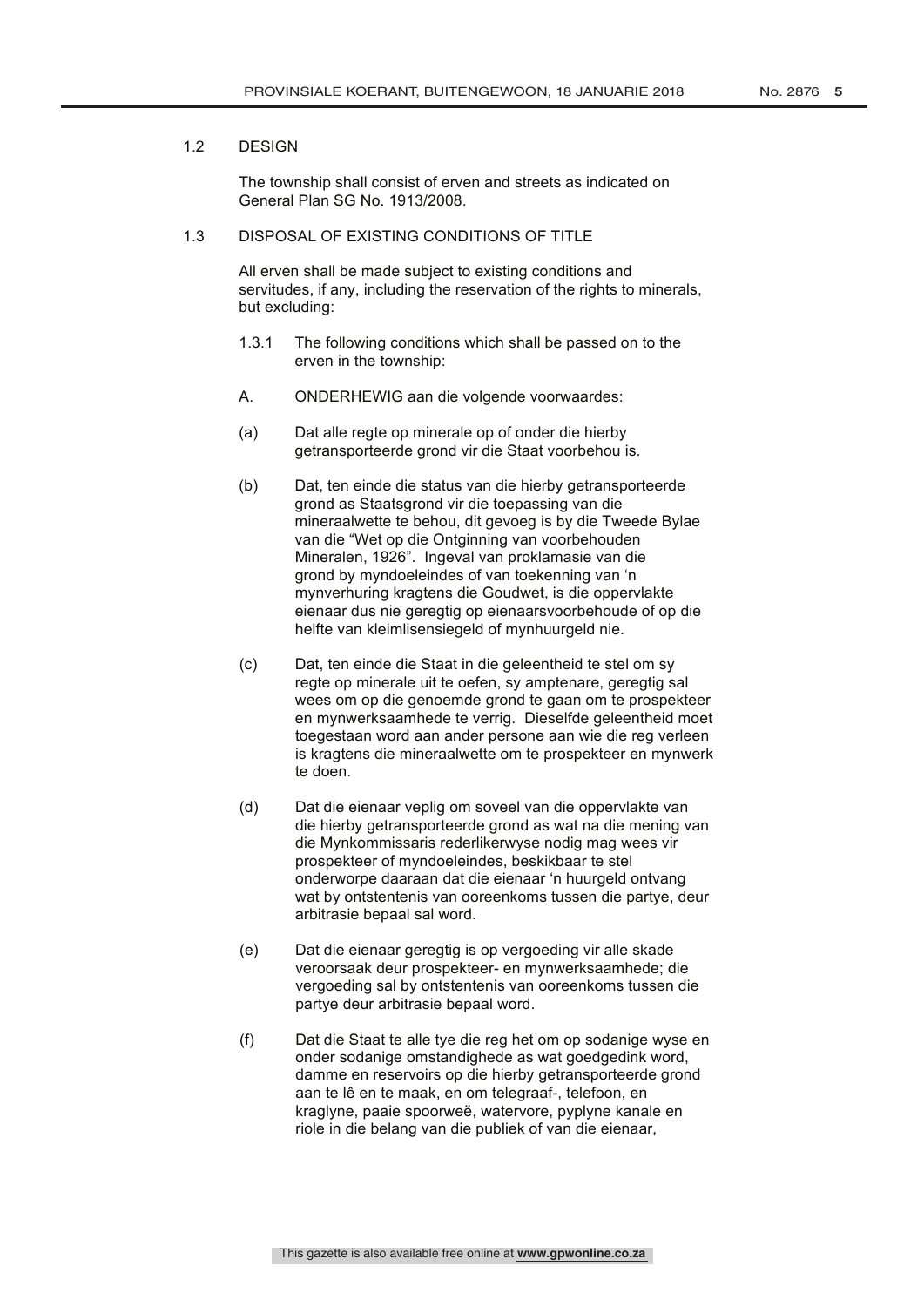1.2 DESIGN

The township shall consist of erven and streets as indicated on General Plan SG No. 1913/2008.

1.3 DISPOSAL OF EXISTING CONDITIONS OF TITLE

All erven shall be made subject to existing conditions and servitudes, if any, including the reservation of the rights to minerals, but excluding:

1.3.1 The following conditions which shall be passed on to the erven in the township:

A. ONDERHEWIG aan die volgende voorwaardes:

(a) Dat alle regte op minerale op of onder die hierby getransporteerde grond vir die Staat voorbehou is.

(b) Dat, ten einde die status van die hierby getransporteerde grond as Staatsgrond vir die toepassing van die mineraalwette te behou, dit gevoeg is by die Tweede Bylae van die "Wet op die Ontginning van voorbehouden Mineralen, 1926". Ingeval van proklamasie van die grond by myndoeleindes of van toekenning van 'n mynverhuring kragtens die Goudwet, is die oppervlakte eienaar dus nie geregtig op eienaarsvoorbehoude of op die helfte van kleimlisensiegeld of mynhuurgeld nie.

(c) Dat, ten einde die Staat in die geleentheid te stel om sy regte op minerale uit te oefen, sy amptenare, geregtig sal wees om op die genoemde grond te gaan om te prospekteer en mynwerksaamhede te verrig. Dieselfde geleentheid moet toegestaan word aan ander persone aan wie die reg verleen is kragtens die mineraalwette om te prospekteer en mynwerk te doen.

(d) Dat die eienaar veplig om soveel van die oppervlakte van die hierby getransporteerde grond as wat na die mening van die Mynkommissaris rederlikerwyse nodig mag wees vir prospekteer of myndoeleindes, beskikbaar te stel onderworpe daaraan dat die eienaar 'n huurgeld ontvang wat by ontstentenis van ooreenkoms tussen die partye, deur arbitrasie bepaal sal word.

(e) Dat die eienaar geregtig is op vergoeding vir alle skade veroorsaak deur prospekteer- en mynwerksaamhede; die vergoeding sal by ontstentenis van ooreenkoms tussen die partye deur arbitrasie bepaal word.

(f) Dat die Staat te alle tye die reg het om op sodanige wyse en onder sodanige omstandighede as wat goedgedink word, damme en reservoirs op die hierby getransporteerde grond aan te lê en te maak, en om telegraaf-, telefoon, en kraglyne, paaie spoorweë, watervore, pyplyne kanale en riole in die belang van die publiek of van die eienaar,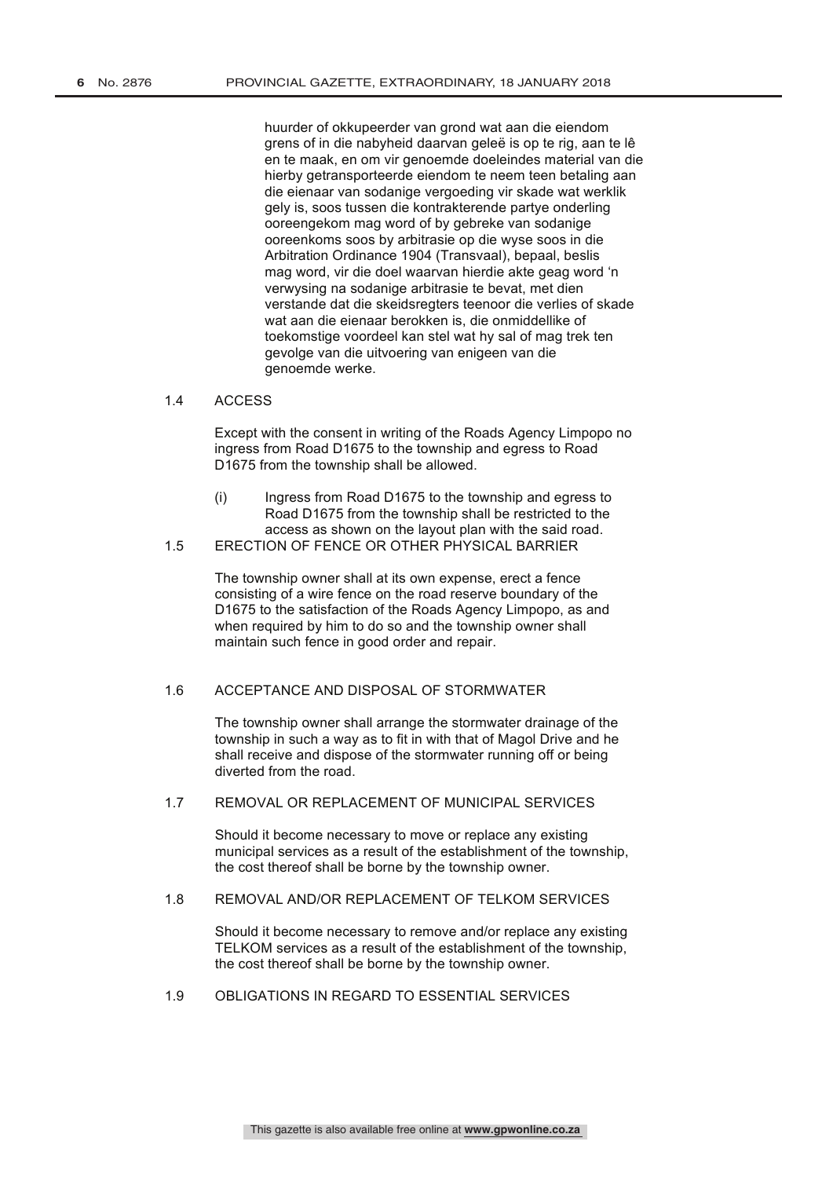huurder of okkupeerder van grond wat aan die eiendom grens of in die nabyheid daarvan geleë is op te rig, aan te lê en te maak, en om vir genoemde doeleindes material van die hierby getransporteerde eiendom te neem teen betaling aan die eienaar van sodanige vergoeding vir skade wat werklik gely is, soos tussen die kontrakterende partye onderling ooreengekom mag word of by gebreke van sodanige ooreenkoms soos by arbitrasie op die wyse soos in die Arbitration Ordinance 1904 (Transvaal), bepaal, beslis mag word, vir die doel waarvan hierdie akte geag word 'n verwysing na sodanige arbitrasie te bevat, met dien verstande dat die skeidsregters teenoor die verlies of skade wat aan die eienaar berokken is, die onmiddellike of toekomstige voordeel kan stel wat hy sal of mag trek ten gevolge van die uitvoering van enigeen van die genoemde werke.

1.4 ACCESS

Except with the consent in writing of the Roads Agency Limpopo no ingress from Road D1675 to the township and egress to Road D1675 from the township shall be allowed.

(i) Ingress from Road D1675 to the township and egress to Road D1675 from the township shall be restricted to the access as shown on the layout plan with the said road.

1.5 ERECTION OF FENCE OR OTHER PHYSICAL BARRIER

The township owner shall at its own expense, erect a fence consisting of a wire fence on the road reserve boundary of the D1675 to the satisfaction of the Roads Agency Limpopo, as and when required by him to do so and the township owner shall maintain such fence in good order and repair.

1.6 ACCEPTANCE AND DISPOSAL OF STORMWATER

The township owner shall arrange the stormwater drainage of the township in such a way as to fit in with that of Magol Drive and he shall receive and dispose of the stormwater running off or being diverted from the road.

1.7 REMOVAL OR REPLACEMENT OF MUNICIPAL SERVICES

Should it become necessary to move or replace any existing municipal services as a result of the establishment of the township, the cost thereof shall be borne by the township owner.

1.8 REMOVAL AND/OR REPLACEMENT OF TELKOM SERVICES

Should it become necessary to remove and/or replace any existing TELKOM services as a result of the establishment of the township, the cost thereof shall be borne by the township owner.

1.9 OBLIGATIONS IN REGARD TO ESSENTIAL SERVICES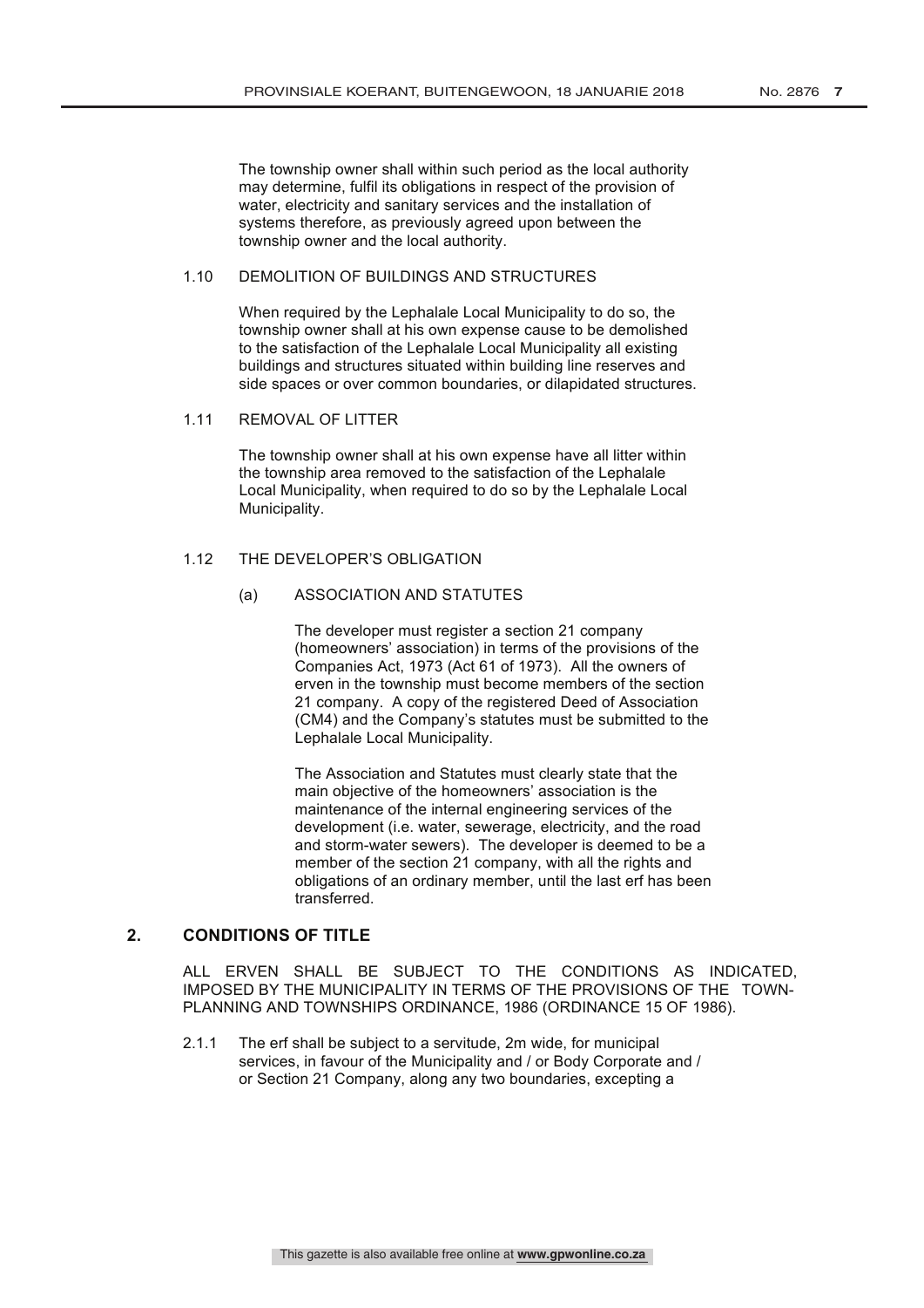The township owner shall within such period as the local authority may determine, fulfil its obligations in respect of the provision of water, electricity and sanitary services and the installation of systems therefore, as previously agreed upon between the township owner and the local authority.

1.10 DEMOLITION OF BUILDINGS AND STRUCTURES

When required by the Lephalale Local Municipality to do so, the township owner shall at his own expense cause to be demolished to the satisfaction of the Lephalale Local Municipality all existing buildings and structures situated within building line reserves and side spaces or over common boundaries, or dilapidated structures.

1.11 REMOVAL OF LITTER

The township owner shall at his own expense have all litter within the township area removed to the satisfaction of the Lephalale Local Municipality, when required to do so by the Lephalale Local Municipality.

1.12 THE DEVELOPER'S OBLIGATION

(a) ASSOCIATION AND STATUTES

The developer must register a section 21 company (homeowners' association) in terms of the provisions of the Companies Act, 1973 (Act 61 of 1973). All the owners of erven in the township must become members of the section 21 company. A copy of the registered Deed of Association (CM4) and the Company's statutes must be submitted to the Lephalale Local Municipality.

The Association and Statutes must clearly state that the main objective of the homeowners' association is the maintenance of the internal engineering services of the development (i.e. water, sewerage, electricity, and the road and storm-water sewers). The developer is deemed to be a member of the section 21 company, with all the rights and obligations of an ordinary member, until the last erf has been transferred.

## 2. CONDITIONS OF TITLE

ALL ERVEN SHALL BE SUBJECT TO THE CONDITIONS AS INDICATED, IMPOSED BY THE MUNICIPALITY IN TERMS OF THE PROVISIONS OF THE TOWN-PLANNING AND TOWNSHIPS ORDINANCE, 1986 (ORDINANCE 15 OF 1986).

2.1.1 The erf shall be subject to a servitude, 2m wide, for municipal services, in favour of the Municipality and / or Body Corporate and / or Section 21 Company, along any two boundaries, excepting a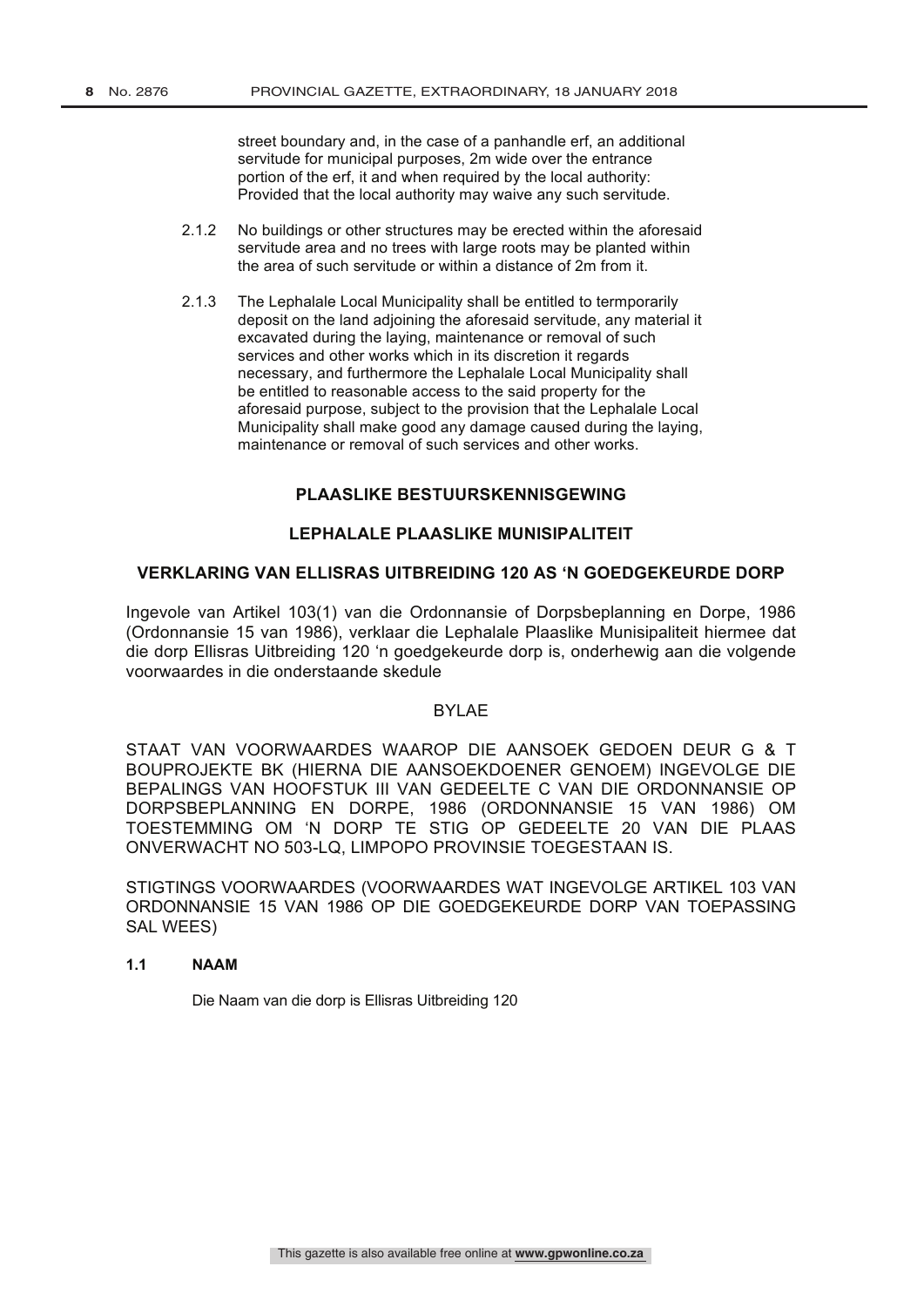street boundary and, in the case of a panhandle erf, an additional servitude for municipal purposes, 2m wide over the entrance portion of the erf, it and when required by the local authority: Provided that the local authority may waive any such servitude.

2.1.2 No buildings or other structures may be erected within the aforesaid servitude area and no trees with large roots may be planted within the area of such servitude or within a distance of 2m from it.

2.1.3 The Lephalale Local Municipality shall be entitled to termporarily deposit on the land adjoining the aforesaid servitude, any material it excavated during the laying, maintenance or removal of such services and other works which in its discretion it regards necessary, and furthermore the Lephalale Local Municipality shall be entitled to reasonable access to the said property for the aforesaid purpose, subject to the provision that the Lephalale Local Municipality shall make good any damage caused during the laying, maintenance or removal of such services and other works.

## PLAASLIKE BESTUURSKENNISGEWING

## LEPHALALE PLAASLIKE MUNISIPALITEIT

## VERKLARING VAN ELLISRAS UITBREIDING 120 AS 'N GOEDGEKEURDE DORP

Ingevole van Artikel 103(1) van die Ordonnansie of Dorpsbeplanning en Dorpe, 1986 (Ordonnansie 15 van 1986), verklaar die Lephalale Plaaslike Munisipaliteit hiermee dat die dorp Ellisras Uitbreiding 120 'n goedgekeurde dorp is, onderhewig aan die volgende voorwaardes in die onderstaande skedule

BYLAE

STAAT VAN VOORWAARDES WAAROP DIE AANSOEK GEDOEN DEUR G & T BOUPROJEKTE BK (HIERNA DIE AANSOEKDOENER GENOEM) INGEVOLGE DIE BEPALINGS VAN HOOFSTUK III VAN GEDEELTE C VAN DIE ORDONNANSIE OP DORPSBEPLANNING EN DORPE, 1986 (ORDONNANSIE 15 VAN 1986) OM TOESTEMMING OM 'N DORP TE STIG OP GEDEELTE 20 VAN DIE PLAAS ONVERWACHT NO 503-LQ, LIMPOPO PROVINSIE TOEGESTAAN IS.

STIGTINGS VOORWAARDES (VOORWAARDES WAT INGEVOLGE ARTIKEL 103 VAN ORDONNANSIE 15 VAN 1986 OP DIE GOEDGEKEURDE DORP VAN TOEPASSING SAL WEES)

**1.1 NAAM**

Die Naam van die dorp is Ellisras Uitbreiding 120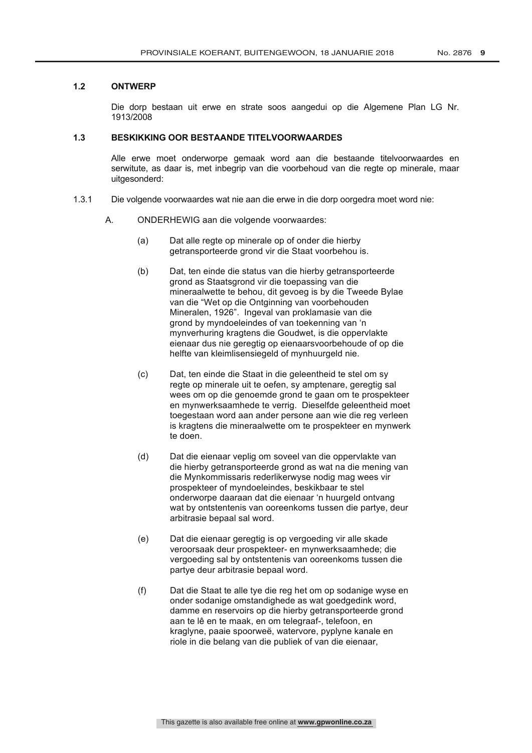### 1.2 ONTWERP

Die dorp bestaan uit erwe en strate soos aangedui op die Algemene Plan LG Nr. 1913/2008

### 1.3 BESKIKKING OOR BESTAANDE TITELVOORWAARDES

Alle erwe moet onderworpe gemaak word aan die bestaande titelvoorwaardes en serwitute, as daar is, met inbegrip van die voorbehoud van die regte op minerale, maar uitgesonderd:

1.3.1 Die volgende voorwaardes wat nie aan die erwe in die dorp oorgedra moet word nie:

A. ONDERHEWIG aan die volgende voorwaardes:

(a) Dat alle regte op minerale op of onder die hierby getransporteerde grond vir die Staat voorbehou is.

(b) Dat, ten einde die status van die hierby getransporteerde grond as Staatsgrond vir die toepassing van die mineraalwette te behou, dit gevoeg is by die Tweede Bylae van die "Wet op die Ontginning van voorbehouden Mineralen, 1926". Ingeval van proklamasie van die grond by myndoeleindes of van toekenning van 'n mynverhuring kragtens die Goudwet, is die oppervlakte eienaar dus nie geregtig op eienaarsvoorbehoude of op die helfte van kleimlisensiegeld of mynhuurgeld nie.

(c) Dat, ten einde die Staat in die geleentheid te stel om sy regte op minerale uit te oefen, sy amptenare, geregtig sal wees om op die genoemde grond te gaan om te prospekteer en mynwerksaamhede te verrig. Dieselfde geleentheid moet toegestaan word aan ander persone aan wie die reg verleen is kragtens die mineraalwette om te prospekteer en mynwerk te doen.

(d) Dat die eienaar veplig om soveel van die oppervlakte van die hierby getransporteerde grond as wat na die mening van die Mynkommissaris rederlikerwyse nodig mag wees vir prospekteer of myndoeleindes, beskikbaar te stel onderworpe daaraan dat die eienaar 'n huurgeld ontvang wat by ontstentenis van ooreenkoms tussen die partye, deur arbitrasie bepaal sal word.

(e) Dat die eienaar geregtig is op vergoeding vir alle skade veroorsaak deur prospekteer- en mynwerksaamhede; die vergoeding sal by ontstentenis van ooreenkoms tussen die partye deur arbitrasie bepaal word.

(f) Dat die Staat te alle tye die reg het om op sodanige wyse en onder sodanige omstandighede as wat goedgedink word, damme en reservoirs op die hierby getransporteerde grond aan te lê en te maak, en om telegraaf-, telefoon, en kraglyne, paaie spoorweë, watervore, pyplyne kanale en riole in die belang van die publiek of van die eienaar,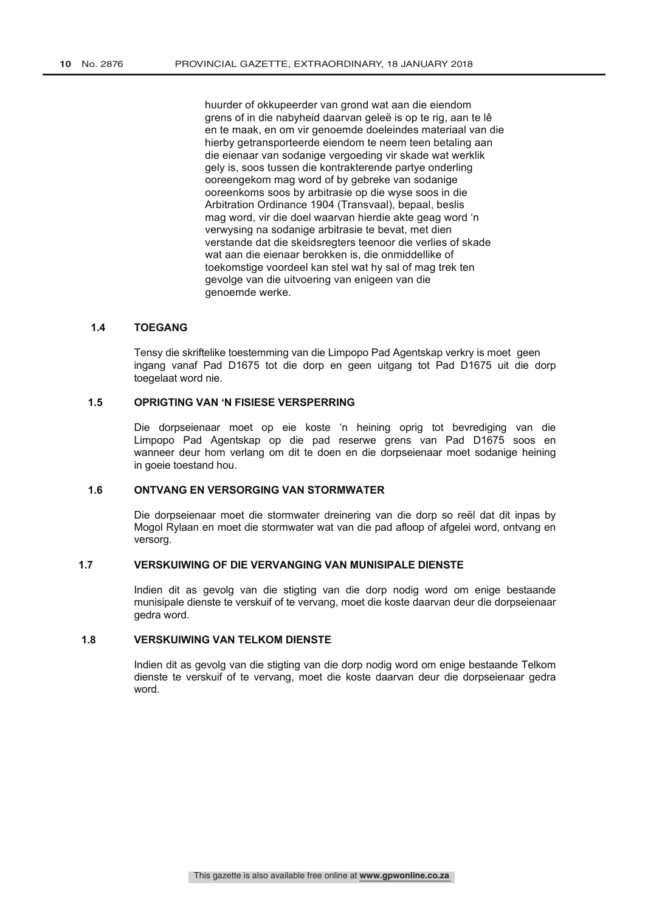huurder of okkupeerder van grond wat aan die eiendom grens of in die nabyheid daarvan geleë is op te rig, aan te lê en te maak, en om vir genoemde doeleindes materiaal van die hierby getransporteerde eiendom te neem teen betaling aan die eienaar van sodanige vergoeding vir skade wat werklik gely is, soos tussen die kontrakterende partye onderling ooreengekom mag word of by gebreke van sodanige ooreenkoms soos by arbitrasie op die wyse soos in die Arbitration Ordinance 1904 (Transvaal), bepaal, beslis mag word, vir die doel waarvan hierdie akte geag word 'n verwysing na sodanige arbitrasie te bevat, met dien verstande dat die skeidsregters teenoor die verlies of skade wat aan die eienaar berokken is, die onmiddellike of toekomstige voordeel kan stel wat hy sal of mag trek ten gevolge van die uitvoering van enigeen van die genoemde werke.

**1.4 TOEGANG**

Tensy die skriftelike toestemming van die Limpopo Pad Agentskap verkry is moet geen ingang vanaf Pad D1675 tot die dorp en geen uitgang tot Pad D1675 uit die dorp toegelaat word nie.

**1.5 OPRIGTING VAN 'N FISIESE VERSPERRING**

Die dorpseienaar moet op eie koste 'n heining oprig tot bevrediging van die Limpopo Pad Agentskap op die pad reserwe grens van Pad D1675 soos en wanneer deur hom verlang om dit te doen en die dorpseienaar moet sodanige heining in goeie toestand hou.

**1.6 ONTVANG EN VERSORGING VAN STORMWATER**

Die dorpseienaar moet die stormwater dreinering van die dorp so reël dat dit inpas by Mogol Rylaan en moet die stormwater wat van die pad afloop of afgelei word, ontvang en versorg.

**1.7 VERSKUIWING OF DIE VERVANGING VAN MUNISIPALE DIENSTE**

Indien dit as gevolg van die stigting van die dorp nodig word om enige bestaande munisipale dienste te verskuif of te vervang, moet die koste daarvan deur die dorpseienaar gedra word.

**1.8 VERSKUIWING VAN TELKOM DIENSTE**

Indien dit as gevolg van die stigting van die dorp nodig word om enige bestaande Telkom dienste te verskuif of te vervang, moet die koste daarvan deur die dorpseienaar gedra word.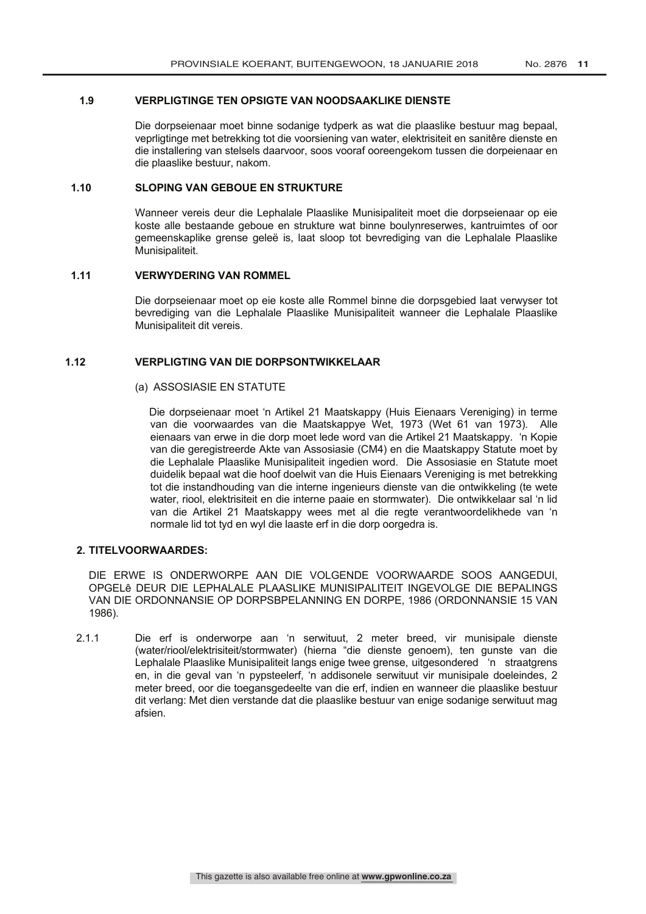### 1.9 VERPLIGTINGE TEN OPSIGTE VAN NOODSAAKLIKE DIENSTE

Die dorpseienaar moet binne sodanige tydperk as wat die plaaslike bestuur mag bepaal, veprligtinge met betrekking tot die voorsiening van water, elektrisiteit en sanitêre dienste en die installering van stelsels daarvoor, soos vooraf ooreengekom tussen die dorpeienaar en die plaaslike bestuur, nakom.

### 1.10 SLOPING VAN GEBOUE EN STRUKTURE

Wanneer vereis deur die Lephalale Plaaslike Munisipaliteit moet die dorpseienaar op eie koste alle bestaande geboue en strukture wat binne boulynreserwes, kantruimtes of oor gemeenskaplike grense geleë is, laat sloop tot bevrediging van die Lephalale Plaaslike Munisipaliteit.

### 1.11 VERWYDERING VAN ROMMEL

Die dorpseienaar moet op eie koste alle Rommel binne die dorpsgebied laat verwyser tot bevrediging van die Lephalale Plaaslike Munisipaliteit wanneer die Lephalale Plaaslike Munisipaliteit dit vereis.

### 1.12 VERPLIGTING VAN DIE DORPSONTWIKKELAAR

(a) ASSOSIASIE EN STATUTE

Die dorpseienaar moet 'n Artikel 21 Maatskappy (Huis Eienaars Vereniging) in terme van die voorwaardes van die Maatskappye Wet, 1973 (Wet 61 van 1973). Alle eienaars van erwe in die dorp moet lede word van die Artikel 21 Maatskappy. 'n Kopie van die geregistreerde Akte van Assosiasie (CM4) en die Maatskappy Statute moet by die Lephalale Plaaslike Munisipaliteit ingedien word. Die Assosiasie en Statute moet duidelik bepaal wat die hoof doelwit van die Huis Eienaars Vereniging is met betrekking tot die instandhouding van die interne ingenieurs dienste van die ontwikkeling (te wete water, riool, elektrisiteit en die interne paaie en stormwater). Die ontwikkelaar sal 'n lid van die Artikel 21 Maatskappy wees met al die regte verantwoordelikhedes van 'n normale lid tot tyd en wyl die laaste erf in die dorp oorgedra is.

## 2. TITELVOORWAARDES:

DIE ERWE IS ONDERWORPE AAN DIE VOLGENDE VOORWAARDE SOOS AANGEDUI, OPGELê DEUR DIE LEPHALALE PLAASLIKE MUNISIPALITEIT INGEVOLGE DIE BEPALINGS VAN DIE ORDONNANSIE OP DORPSBPELANNING EN DORPE, 1986 (ORDONNANSIE 15 VAN 1986).

2.1.1 Die erf is onderworpe aan 'n serwituut, 2 meter breed, vir munisipale dienste (water/riool/elektrisiteit/stormwater) (hierna "die dienste genoem), ten gunste van die Lephalale Plaaslike Munisipaliteit langs enige twee grense, uitgesondered 'n straatgrens en, in die geval van 'n pypsteelerf, 'n addisonele serwituut vir munisipale doeleindes, 2 meter breed, oor die toegansgedeelte van die erf, indien en wanneer die plaaslike bestuur dit verlang: Met dien verstande dat die plaaslike bestuur van enige sodanige serwituut mag afsien.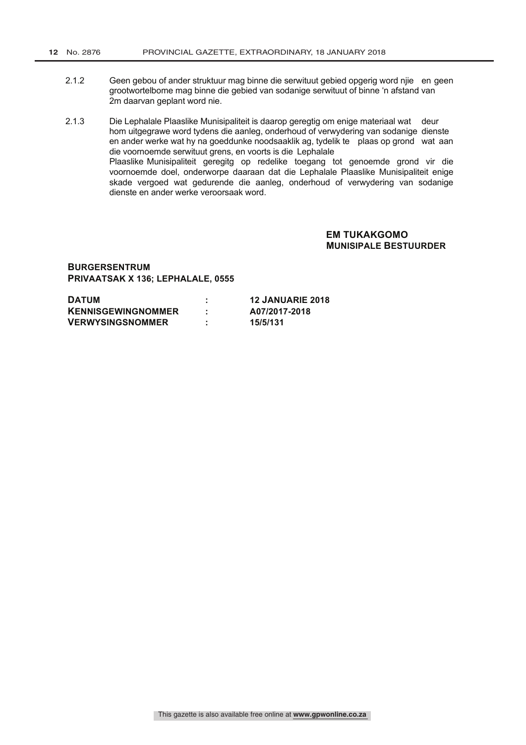2.1.2 Geen gebou of ander struktuur mag binne die serwituut gebied opgerig word njie en geen grootwortelbome mag binne die gebied van sodanige serwituut of binne 'n afstand van 2m daarvan geplant word nie.

2.1.3 Die Lephalale Plaaslike Munisipaliteit is daarop geregtig om enige materiaal wat deur hom uitgegrawe word tydens die aanleg, onderhoud of verwydering van sodanige dienste en ander werke wat hy na goeddunke noodsaaklik ag, tydelik te plaas op grond wat aan die voornoemde serwituut grens, en voorts is die Lephalale Plaaslike Munisipaliteit geregitg op redelike toegang tot genoemde grond vir die voornoemde doel, onderworpe daaraan dat die Lephalale Plaaslike Munisipaliteit enige skade vergoed wat gedurende die aanleg, onderhoud of verwydering van sodanige dienste en ander werke veroorsaak word.

**EM TUKAKGOMO**
**MUNISIPALE BESTUURDER**

**BURGERSENTRUM**
**PRIVAATSAK X 136; LEPHALALE, 0555**

| | | |
|---|---|---|
| **DATUM** | **:** | **12 JANUARIE 2018** |
| **KENNISGEWINGNOMMER** | **:** | **A07/2017-2018** |
| **VERWYSINGSNOMMER** | **:** | **15/5/131** |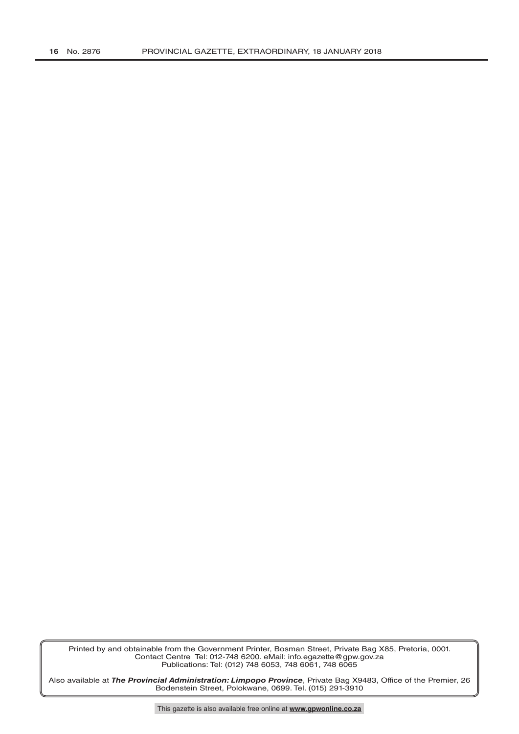Printed by and obtainable from the Government Printer, Bosman Street, Private Bag X85, Pretoria, 0001.
Contact Centre Tel: 012-748 6200. eMail: info.egazette@gpw.gov.za
Publications: Tel: (012) 748 6053, 748 6061, 748 6065

Also available at ***The Provincial Administration: Limpopo Province***, Private Bag X9483, Office of the Premier, 26 Bodenstein Street, Polokwane, 0699. Tel. (015) 291-3910

This gazette is also available free online at **www.gpwonline.co.za**